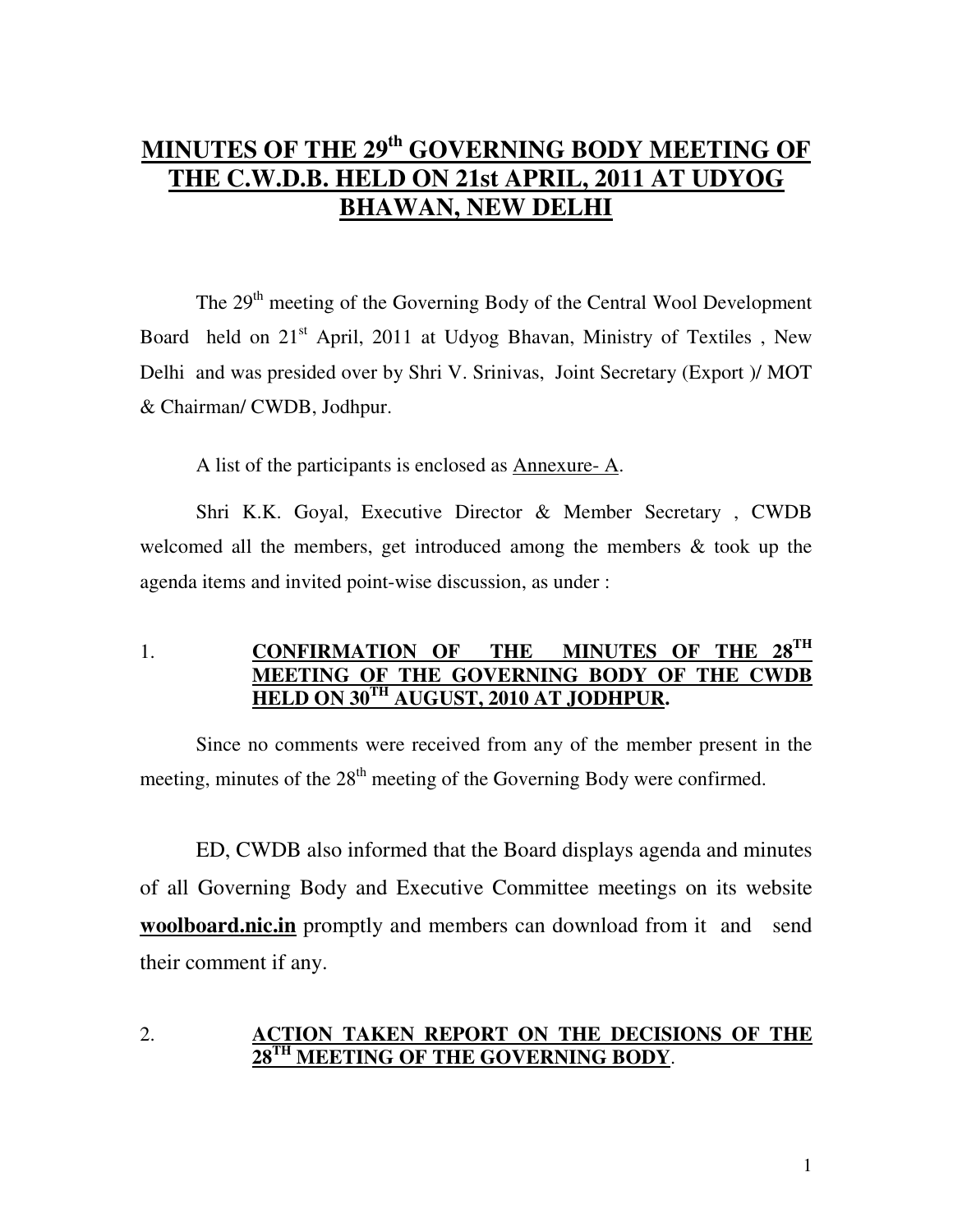# MINUTES OF THE 29th GOVERNING BODY MEETING OF THE C.W.D.B. HELD ON 21st APRIL, 2011 AT UDYOG BHAWAN, NEW DELHI

The 29th meeting of the Governing Body of the Central Wool Development Board held on 21st April, 2011 at Udyog Bhavan, Ministry of Textiles , New Delhi and was presided over by Shri V. Srinivas, Joint Secretary (Export )/ MOT & Chairman/ CWDB, Jodhpur.

A list of the participants is enclosed as Annexure- A.

Shri K.K. Goyal, Executive Director & Member Secretary , CWDB welcomed all the members, get introduced among the members & took up the agenda items and invited point-wise discussion, as under :

## 1. CONFIRMATION OF THE MINUTES OF THE 28TH MEETING OF THE GOVERNING BODY OF THE CWDB HELD ON 30TH AUGUST, 2010 AT JODHPUR.

Since no comments were received from any of the member present in the meeting, minutes of the 28th meeting of the Governing Body were confirmed.

ED, CWDB also informed that the Board displays agenda and minutes of all Governing Body and Executive Committee meetings on its website **woolboard.nic.in** promptly and members can download from it and send their comment if any.

## 2. ACTION TAKEN REPORT ON THE DECISIONS OF THE 28TH MEETING OF THE GOVERNING BODY.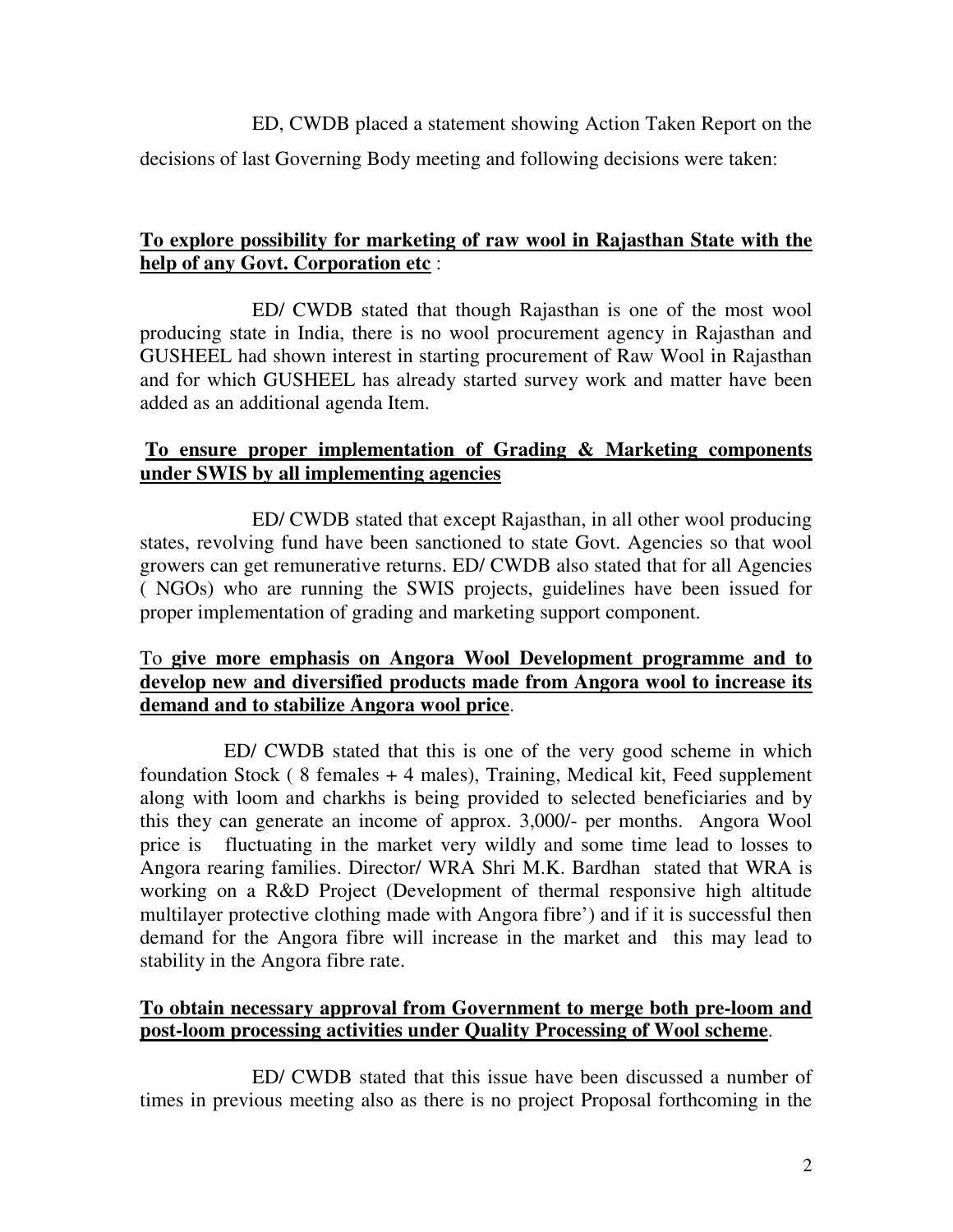ED, CWDB placed a statement showing Action Taken Report on the decisions of last Governing Body meeting and following decisions were taken:

**<u>To explore possibility for marketing of raw wool in Rajasthan State with the help of any Govt. Corporation etc</u>** :

ED/ CWDB stated that though Rajasthan is one of the most wool producing state in India, there is no wool procurement agency in Rajasthan and GUSHEEL had shown interest in starting procurement of Raw Wool in Rajasthan and for which GUSHEEL has already started survey work and matter have been added as an additional agenda Item.

**<u>To ensure proper implementation of Grading & Marketing components under SWIS by all implementing agencies</u>**

ED/ CWDB stated that except Rajasthan, in all other wool producing states, revolving fund have been sanctioned to state Govt. Agencies so that wool growers can get remunerative returns. ED/ CWDB also stated that for all Agencies ( NGOs) who are running the SWIS projects, guidelines have been issued for proper implementation of grading and marketing support component.

To **<u>give more emphasis on Angora Wool Development programme and to develop new and diversified products made from Angora wool to increase its demand and to stabilize Angora wool price</u>**.

ED/ CWDB stated that this is one of the very good scheme in which foundation Stock ( 8 females + 4 males), Training, Medical kit, Feed supplement along with loom and charkhs is being provided to selected beneficiaries and by this they can generate an income of approx. 3,000/- per months. Angora Wool price is fluctuating in the market very wildly and some time lead to losses to Angora rearing families. Director/ WRA Shri M.K. Bardhan stated that WRA is working on a R&D Project (Development of thermal responsive high altitude multilayer protective clothing made with Angora fibre') and if it is successful then demand for the Angora fibre will increase in the market and this may lead to stability in the Angora fibre rate.

**<u>To obtain necessary approval from Government to merge both pre-loom and post-loom processing activities under Quality Processing of Wool scheme</u>**.

ED/ CWDB stated that this issue have been discussed a number of times in previous meeting also as there is no project Proposal forthcoming in the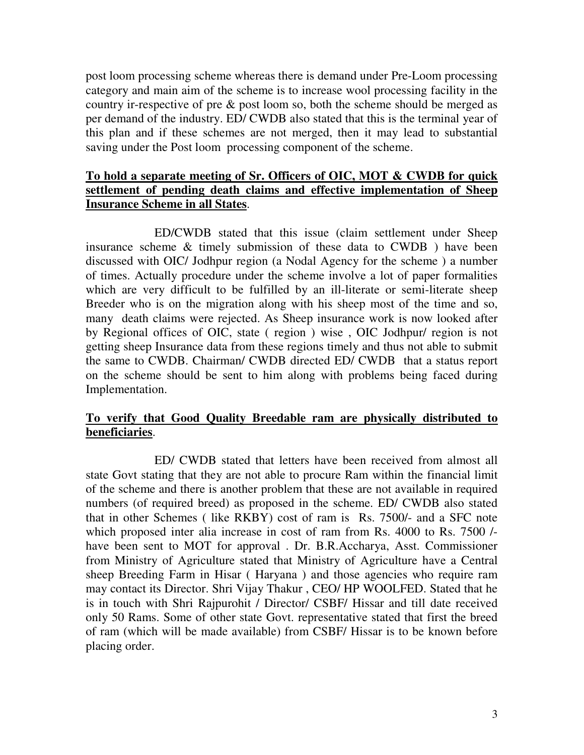post loom processing scheme whereas there is demand under Pre-Loom processing category and main aim of the scheme is to increase wool processing facility in the country ir-respective of pre & post loom so, both the scheme should be merged as per demand of the industry. ED/ CWDB also stated that this is the terminal year of this plan and if these schemes are not merged, then it may lead to substantial saving under the Post loom processing component of the scheme.

**To hold a separate meeting of Sr. Officers of OIC, MOT & CWDB for quick settlement of pending death claims and effective implementation of Sheep Insurance Scheme in all States**.

ED/CWDB stated that this issue (claim settlement under Sheep insurance scheme & timely submission of these data to CWDB ) have been discussed with OIC/ Jodhpur region (a Nodal Agency for the scheme ) a number of times. Actually procedure under the scheme involve a lot of paper formalities which are very difficult to be fulfilled by an ill-literate or semi-literate sheep Breeder who is on the migration along with his sheep most of the time and so, many death claims were rejected. As Sheep insurance work is now looked after by Regional offices of OIC, state ( region ) wise , OIC Jodhpur/ region is not getting sheep Insurance data from these regions timely and thus not able to submit the same to CWDB. Chairman/ CWDB directed ED/ CWDB that a status report on the scheme should be sent to him along with problems being faced during Implementation.

**To verify that Good Quality Breedable ram are physically distributed to beneficiaries**.

ED/ CWDB stated that letters have been received from almost all state Govt stating that they are not able to procure Ram within the financial limit of the scheme and there is another problem that these are not available in required numbers (of required breed) as proposed in the scheme. ED/ CWDB also stated that in other Schemes ( like RKBY) cost of ram is Rs. 7500/- and a SFC note which proposed inter alia increase in cost of ram from Rs. 4000 to Rs. 7500 /- have been sent to MOT for approval . Dr. B.R.Accharya, Asst. Commissioner from Ministry of Agriculture stated that Ministry of Agriculture have a Central sheep Breeding Farm in Hisar ( Haryana ) and those agencies who require ram may contact its Director. Shri Vijay Thakur , CEO/ HP WOOLFED. Stated that he is in touch with Shri Rajpurohit / Director/ CSBF/ Hissar and till date received only 50 Rams. Some of other state Govt. representative stated that first the breed of ram (which will be made available) from CSBF/ Hissar is to be known before placing order.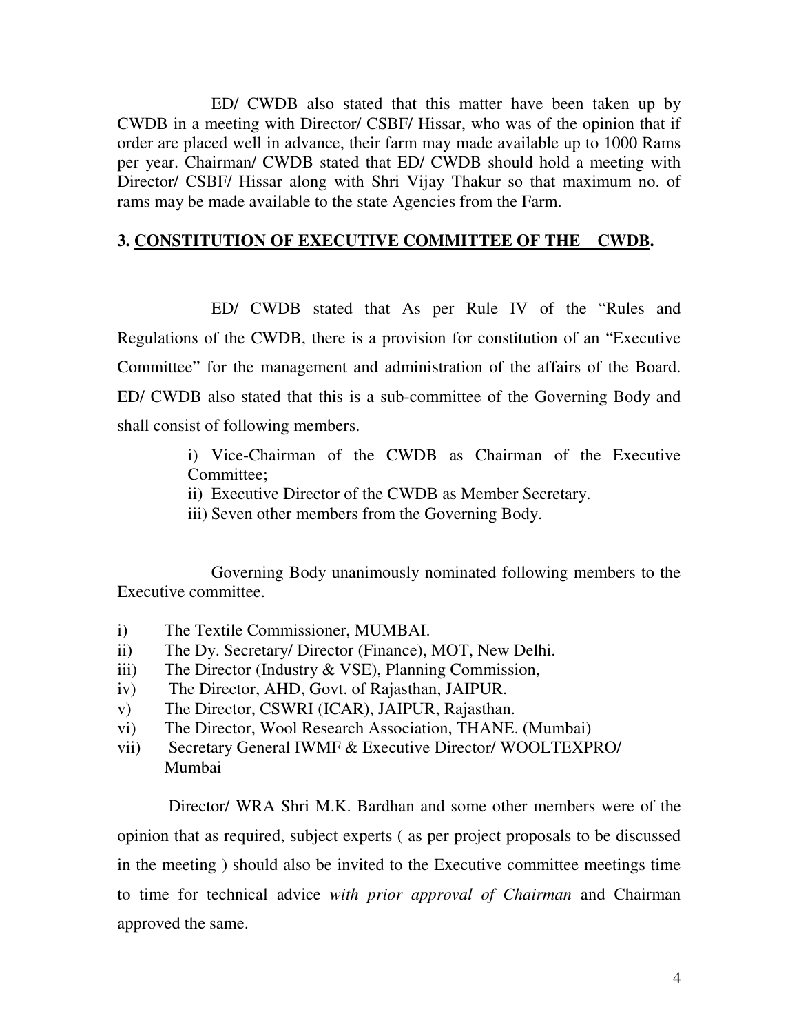ED/ CWDB also stated that this matter have been taken up by CWDB in a meeting with Director/ CSBF/ Hissar, who was of the opinion that if order are placed well in advance, their farm may made available up to 1000 Rams per year. Chairman/ CWDB stated that ED/ CWDB should hold a meeting with Director/ CSBF/ Hissar along with Shri Vijay Thakur so that maximum no. of rams may be made available to the state Agencies from the Farm.

### 3. <u>CONSTITUTION OF EXECUTIVE COMMITTEE OF THE CWDB</u>.

ED/ CWDB stated that As per Rule IV of the "Rules and Regulations of the CWDB, there is a provision for constitution of an "Executive Committee" for the management and administration of the affairs of the Board. ED/ CWDB also stated that this is a sub-committee of the Governing Body and shall consist of following members.

> i) Vice-Chairman of the CWDB as Chairman of the Executive Committee;
> ii) Executive Director of the CWDB as Member Secretary.
> iii) Seven other members from the Governing Body.

Governing Body unanimously nominated following members to the Executive committee.

i) The Textile Commissioner, MUMBAI.
ii) The Dy. Secretary/ Director (Finance), MOT, New Delhi.
iii) The Director (Industry & VSE), Planning Commission,
iv) The Director, AHD, Govt. of Rajasthan, JAIPUR.
v) The Director, CSWRI (ICAR), JAIPUR, Rajasthan.
vi) The Director, Wool Research Association, THANE. (Mumbai)
vii) Secretary General IWMF & Executive Director/ WOOLTEXPRO/ Mumbai

Director/ WRA Shri M.K. Bardhan and some other members were of the opinion that as required, subject experts ( as per project proposals to be discussed in the meeting ) should also be invited to the Executive committee meetings time to time for technical advice *with prior approval of Chairman* and Chairman approved the same.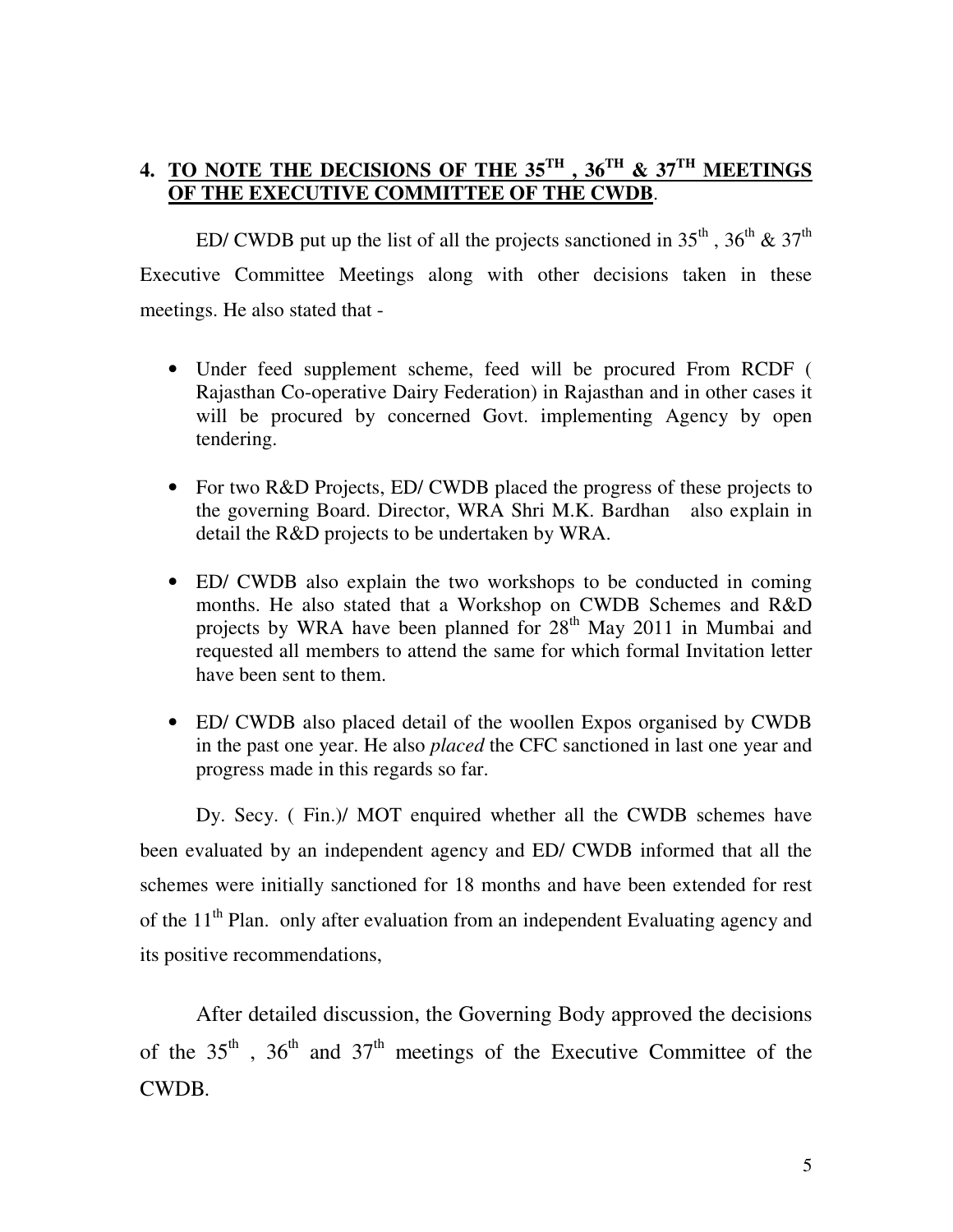## 4. TO NOTE THE DECISIONS OF THE 35TH , 36TH & 37TH MEETINGS OF THE EXECUTIVE COMMITTEE OF THE CWDB.

ED/ CWDB put up the list of all the projects sanctioned in 35th , 36th & 37th Executive Committee Meetings along with other decisions taken in these meetings. He also stated that -

- Under feed supplement scheme, feed will be procured From RCDF ( Rajasthan Co-operative Dairy Federation) in Rajasthan and in other cases it will be procured by concerned Govt. implementing Agency by open tendering.
- For two R&D Projects, ED/ CWDB placed the progress of these projects to the governing Board. Director, WRA Shri M.K. Bardhan also explain in detail the R&D projects to be undertaken by WRA.
- ED/ CWDB also explain the two workshops to be conducted in coming months. He also stated that a Workshop on CWDB Schemes and R&D projects by WRA have been planned for 28th May 2011 in Mumbai and requested all members to attend the same for which formal Invitation letter have been sent to them.
- ED/ CWDB also placed detail of the woollen Expos organised by CWDB in the past one year. He also *placed* the CFC sanctioned in last one year and progress made in this regards so far.

Dy. Secy. ( Fin.)/ MOT enquired whether all the CWDB schemes have been evaluated by an independent agency and ED/ CWDB informed that all the schemes were initially sanctioned for 18 months and have been extended for rest of the 11th Plan. only after evaluation from an independent Evaluating agency and its positive recommendations,

After detailed discussion, the Governing Body approved the decisions of the 35th , 36th and 37th meetings of the Executive Committee of the CWDB.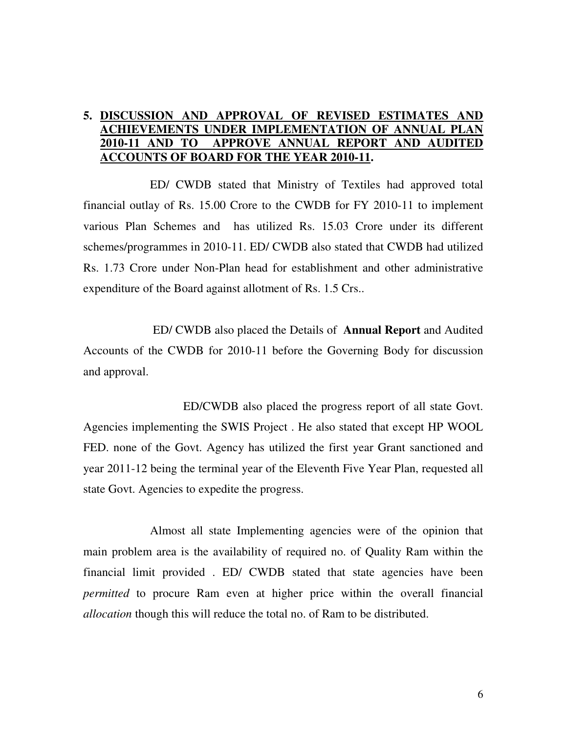## 5. DISCUSSION AND APPROVAL OF REVISED ESTIMATES AND ACHIEVEMENTS UNDER IMPLEMENTATION OF ANNUAL PLAN 2010-11 AND TO APPROVE ANNUAL REPORT AND AUDITED ACCOUNTS OF BOARD FOR THE YEAR 2010-11.

ED/ CWDB stated that Ministry of Textiles had approved total financial outlay of Rs. 15.00 Crore to the CWDB for FY 2010-11 to implement various Plan Schemes and has utilized Rs. 15.03 Crore under its different schemes/programmes in 2010-11. ED/ CWDB also stated that CWDB had utilized Rs. 1.73 Crore under Non-Plan head for establishment and other administrative expenditure of the Board against allotment of Rs. 1.5 Crs..

ED/ CWDB also placed the Details of **Annual Report** and Audited Accounts of the CWDB for 2010-11 before the Governing Body for discussion and approval.

ED/CWDB also placed the progress report of all state Govt. Agencies implementing the SWIS Project . He also stated that except HP WOOL FED. none of the Govt. Agency has utilized the first year Grant sanctioned and year 2011-12 being the terminal year of the Eleventh Five Year Plan, requested all state Govt. Agencies to expedite the progress.

Almost all state Implementing agencies were of the opinion that main problem area is the availability of required no. of Quality Ram within the financial limit provided . ED/ CWDB stated that state agencies have been *permitted* to procure Ram even at higher price within the overall financial *allocation* though this will reduce the total no. of Ram to be distributed.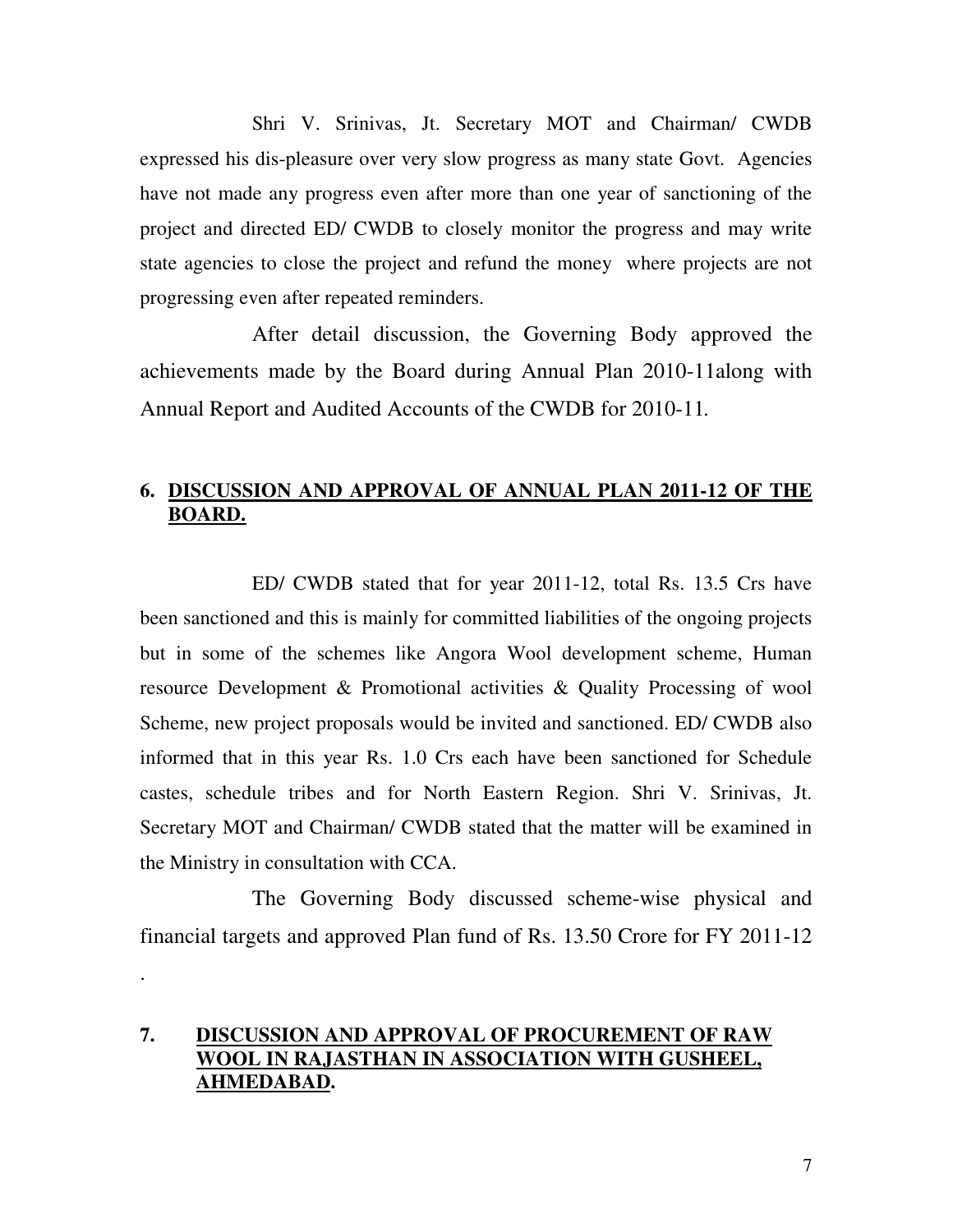Shri V. Srinivas, Jt. Secretary MOT and Chairman/ CWDB expressed his dis-pleasure over very slow progress as many state Govt. Agencies have not made any progress even after more than one year of sanctioning of the project and directed ED/ CWDB to closely monitor the progress and may write state agencies to close the project and refund the money where projects are not progressing even after repeated reminders.

After detail discussion, the Governing Body approved the achievements made by the Board during Annual Plan 2010-11along with Annual Report and Audited Accounts of the CWDB for 2010-11.

## 6. DISCUSSION AND APPROVAL OF ANNUAL PLAN 2011-12 OF THE BOARD.

ED/ CWDB stated that for year 2011-12, total Rs. 13.5 Crs have been sanctioned and this is mainly for committed liabilities of the ongoing projects but in some of the schemes like Angora Wool development scheme, Human resource Development & Promotional activities & Quality Processing of wool Scheme, new project proposals would be invited and sanctioned. ED/ CWDB also informed that in this year Rs. 1.0 Crs each have been sanctioned for Schedule castes, schedule tribes and for North Eastern Region. Shri V. Srinivas, Jt. Secretary MOT and Chairman/ CWDB stated that the matter will be examined in the Ministry in consultation with CCA.

The Governing Body discussed scheme-wise physical and financial targets and approved Plan fund of Rs. 13.50 Crore for FY 2011-12

.

## 7. DISCUSSION AND APPROVAL OF PROCUREMENT OF RAW WOOL IN RAJASTHAN IN ASSOCIATION WITH GUSHEEL, AHMEDABAD.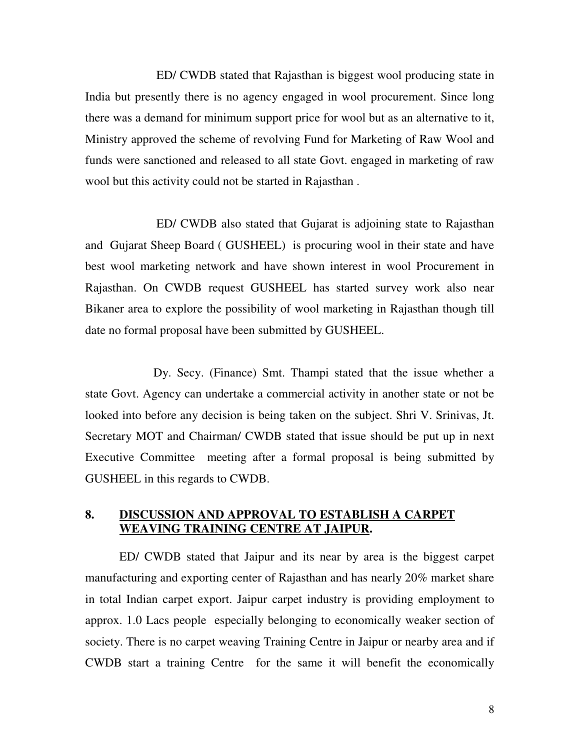ED/ CWDB stated that Rajasthan is biggest wool producing state in India but presently there is no agency engaged in wool procurement. Since long there was a demand for minimum support price for wool but as an alternative to it, Ministry approved the scheme of revolving Fund for Marketing of Raw Wool and funds were sanctioned and released to all state Govt. engaged in marketing of raw wool but this activity could not be started in Rajasthan .

ED/ CWDB also stated that Gujarat is adjoining state to Rajasthan and Gujarat Sheep Board ( GUSHEEL) is procuring wool in their state and have best wool marketing network and have shown interest in wool Procurement in Rajasthan. On CWDB request GUSHEEL has started survey work also near Bikaner area to explore the possibility of wool marketing in Rajasthan though till date no formal proposal have been submitted by GUSHEEL.

Dy. Secy. (Finance) Smt. Thampi stated that the issue whether a state Govt. Agency can undertake a commercial activity in another state or not be looked into before any decision is being taken on the subject. Shri V. Srinivas, Jt. Secretary MOT and Chairman/ CWDB stated that issue should be put up in next Executive Committee meeting after a formal proposal is being submitted by GUSHEEL in this regards to CWDB.

## 8. <u>DISCUSSION AND APPROVAL TO ESTABLISH A CARPET WEAVING TRAINING CENTRE AT JAIPUR</u>.

ED/ CWDB stated that Jaipur and its near by area is the biggest carpet manufacturing and exporting center of Rajasthan and has nearly 20% market share in total Indian carpet export. Jaipur carpet industry is providing employment to approx. 1.0 Lacs people especially belonging to economically weaker section of society. There is no carpet weaving Training Centre in Jaipur or nearby area and if CWDB start a training Centre for the same it will benefit the economically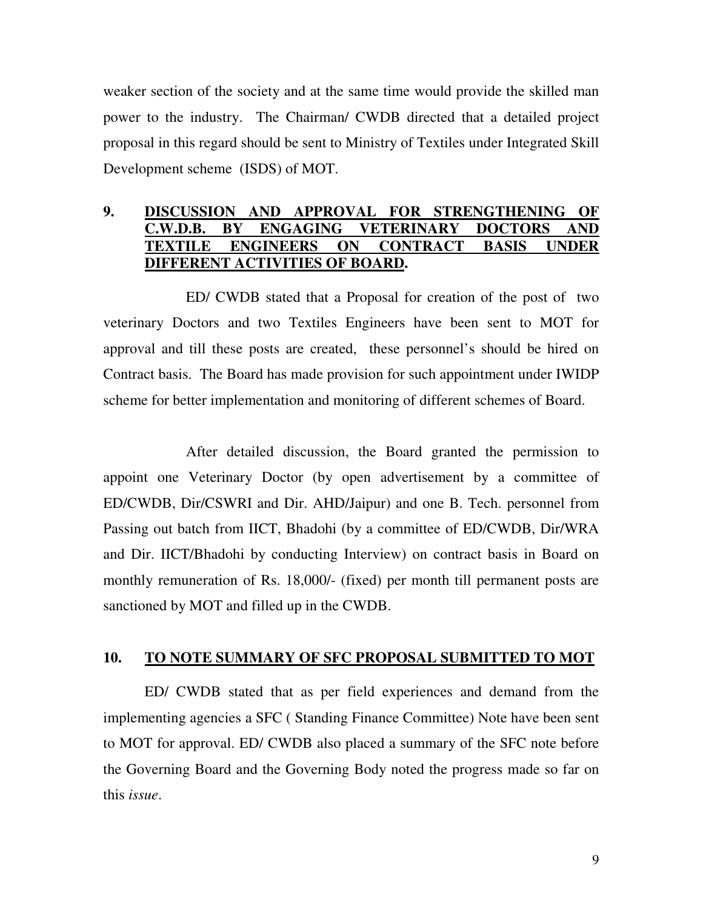weaker section of the society and at the same time would provide the skilled man power to the industry. The Chairman/ CWDB directed that a detailed project proposal in this regard should be sent to Ministry of Textiles under Integrated Skill Development scheme (ISDS) of MOT.

## 9. **DISCUSSION AND APPROVAL FOR STRENGTHENING OF C.W.D.B. BY ENGAGING VETERINARY DOCTORS AND TEXTILE ENGINEERS ON CONTRACT BASIS UNDER DIFFERENT ACTIVITIES OF BOARD.**

ED/ CWDB stated that a Proposal for creation of the post of two veterinary Doctors and two Textiles Engineers have been sent to MOT for approval and till these posts are created, these personnel's should be hired on Contract basis. The Board has made provision for such appointment under IWIDP scheme for better implementation and monitoring of different schemes of Board.

After detailed discussion, the Board granted the permission to appoint one Veterinary Doctor (by open advertisement by a committee of ED/CWDB, Dir/CSWRI and Dir. AHD/Jaipur) and one B. Tech. personnel from Passing out batch from IICT, Bhadohi (by a committee of ED/CWDB, Dir/WRA and Dir. IICT/Bhadohi by conducting Interview) on contract basis in Board on monthly remuneration of Rs. 18,000/- (fixed) per month till permanent posts are sanctioned by MOT and filled up in the CWDB.

## 10. **TO NOTE SUMMARY OF SFC PROPOSAL SUBMITTED TO MOT**

ED/ CWDB stated that as per field experiences and demand from the implementing agencies a SFC ( Standing Finance Committee) Note have been sent to MOT for approval. ED/ CWDB also placed a summary of the SFC note before the Governing Board and the Governing Body noted the progress made so far on this *issue*.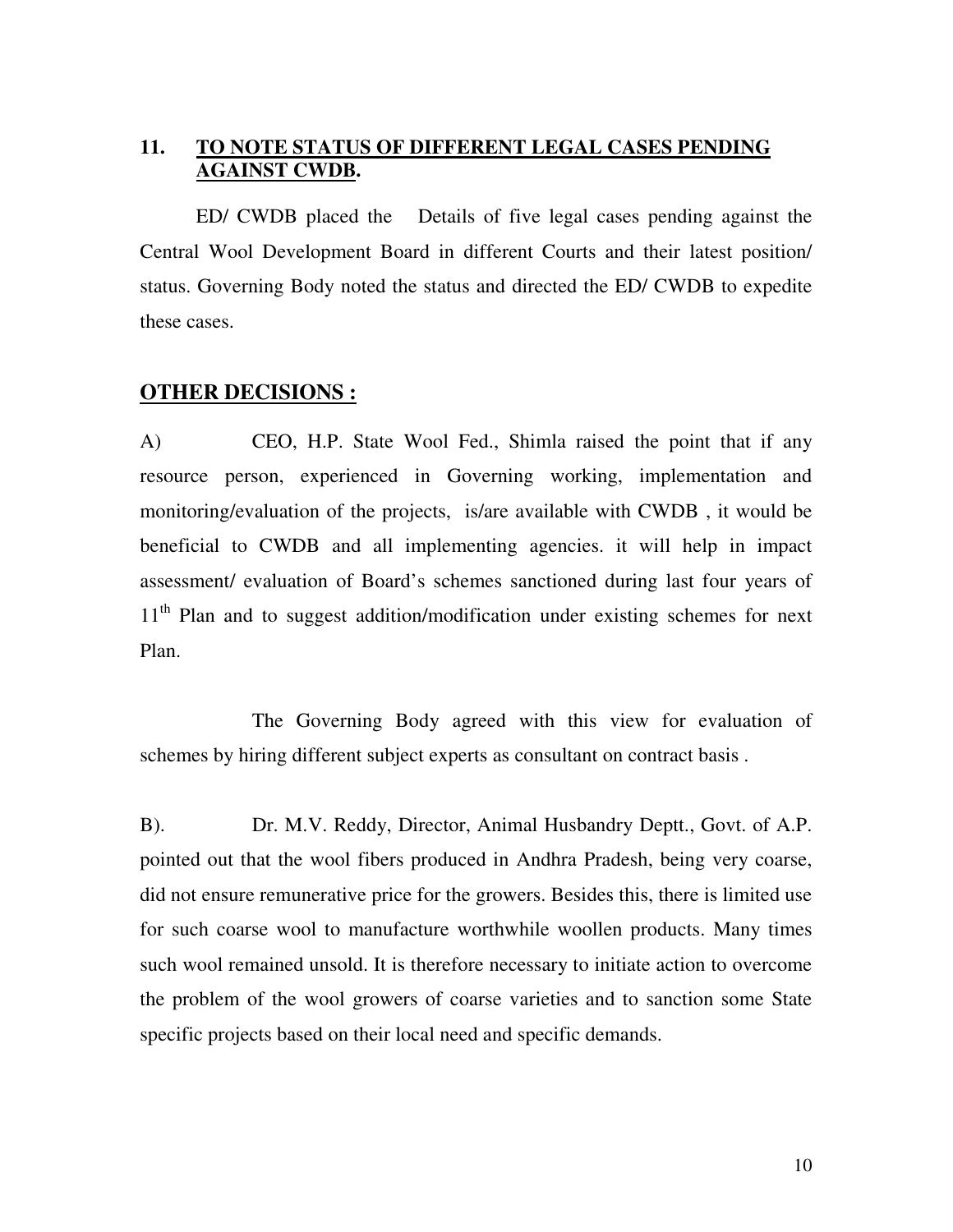## 11. TO NOTE STATUS OF DIFFERENT LEGAL CASES PENDING AGAINST CWDB.

ED/ CWDB placed the Details of five legal cases pending against the Central Wool Development Board in different Courts and their latest position/ status. Governing Body noted the status and directed the ED/ CWDB to expedite these cases.

## OTHER DECISIONS :

A) CEO, H.P. State Wool Fed., Shimla raised the point that if any resource person, experienced in Governing working, implementation and monitoring/evaluation of the projects, is/are available with CWDB , it would be beneficial to CWDB and all implementing agencies. it will help in impact assessment/ evaluation of Board's schemes sanctioned during last four years of 11th Plan and to suggest addition/modification under existing schemes for next Plan.

The Governing Body agreed with this view for evaluation of schemes by hiring different subject experts as consultant on contract basis .

B). Dr. M.V. Reddy, Director, Animal Husbandry Deptt., Govt. of A.P. pointed out that the wool fibers produced in Andhra Pradesh, being very coarse, did not ensure remunerative price for the growers. Besides this, there is limited use for such coarse wool to manufacture worthwhile woollen products. Many times such wool remained unsold. It is therefore necessary to initiate action to overcome the problem of the wool growers of coarse varieties and to sanction some State specific projects based on their local need and specific demands.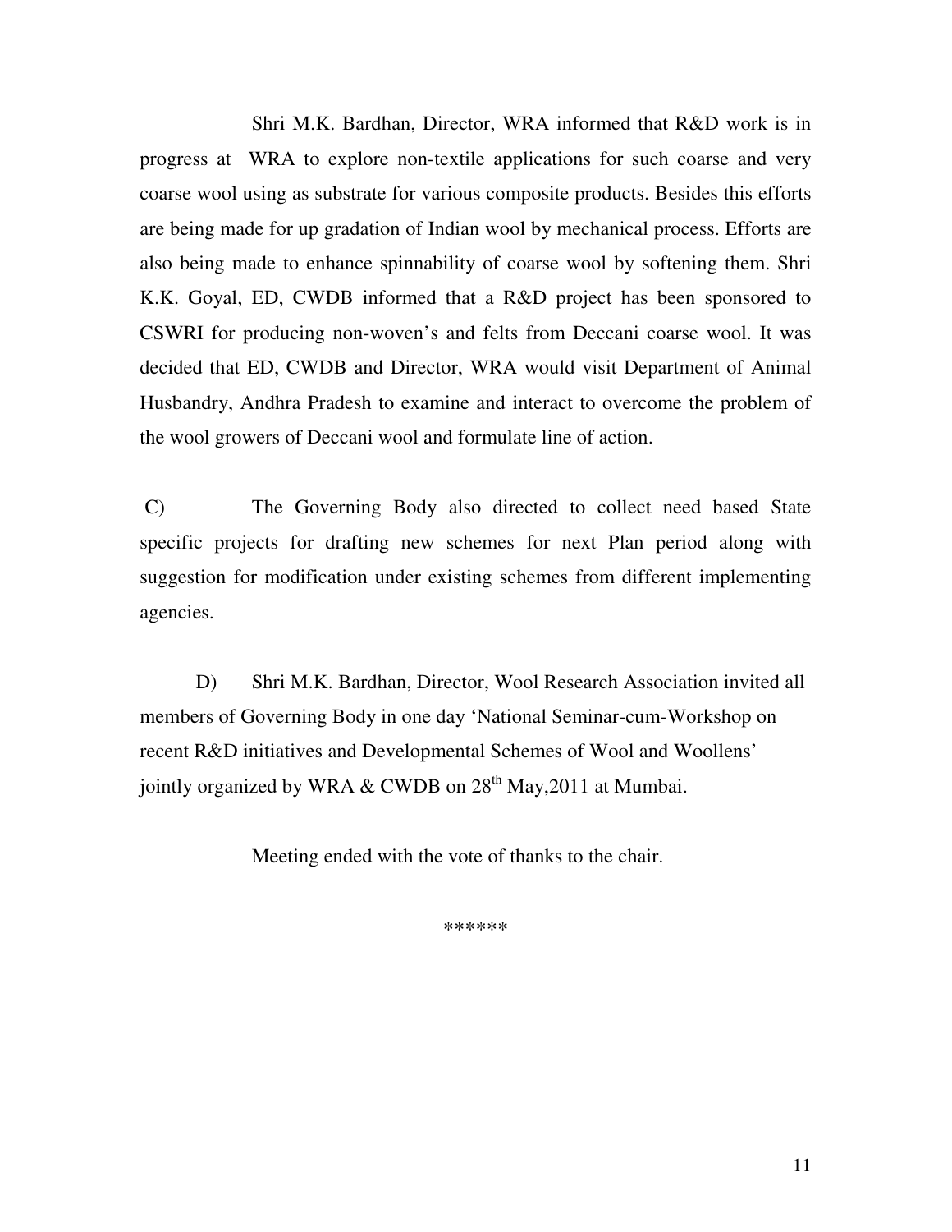Shri M.K. Bardhan, Director, WRA informed that R&D work is in progress at WRA to explore non-textile applications for such coarse and very coarse wool using as substrate for various composite products. Besides this efforts are being made for up gradation of Indian wool by mechanical process. Efforts are also being made to enhance spinnability of coarse wool by softening them. Shri K.K. Goyal, ED, CWDB informed that a R&D project has been sponsored to CSWRI for producing non-woven's and felts from Deccani coarse wool. It was decided that ED, CWDB and Director, WRA would visit Department of Animal Husbandry, Andhra Pradesh to examine and interact to overcome the problem of the wool growers of Deccani wool and formulate line of action.

C) The Governing Body also directed to collect need based State specific projects for drafting new schemes for next Plan period along with suggestion for modification under existing schemes from different implementing agencies.

D) Shri M.K. Bardhan, Director, Wool Research Association invited all members of Governing Body in one day 'National Seminar-cum-Workshop on recent R&D initiatives and Developmental Schemes of Wool and Woollens' jointly organized by WRA & CWDB on 28th May,2011 at Mumbai.

Meeting ended with the vote of thanks to the chair.

******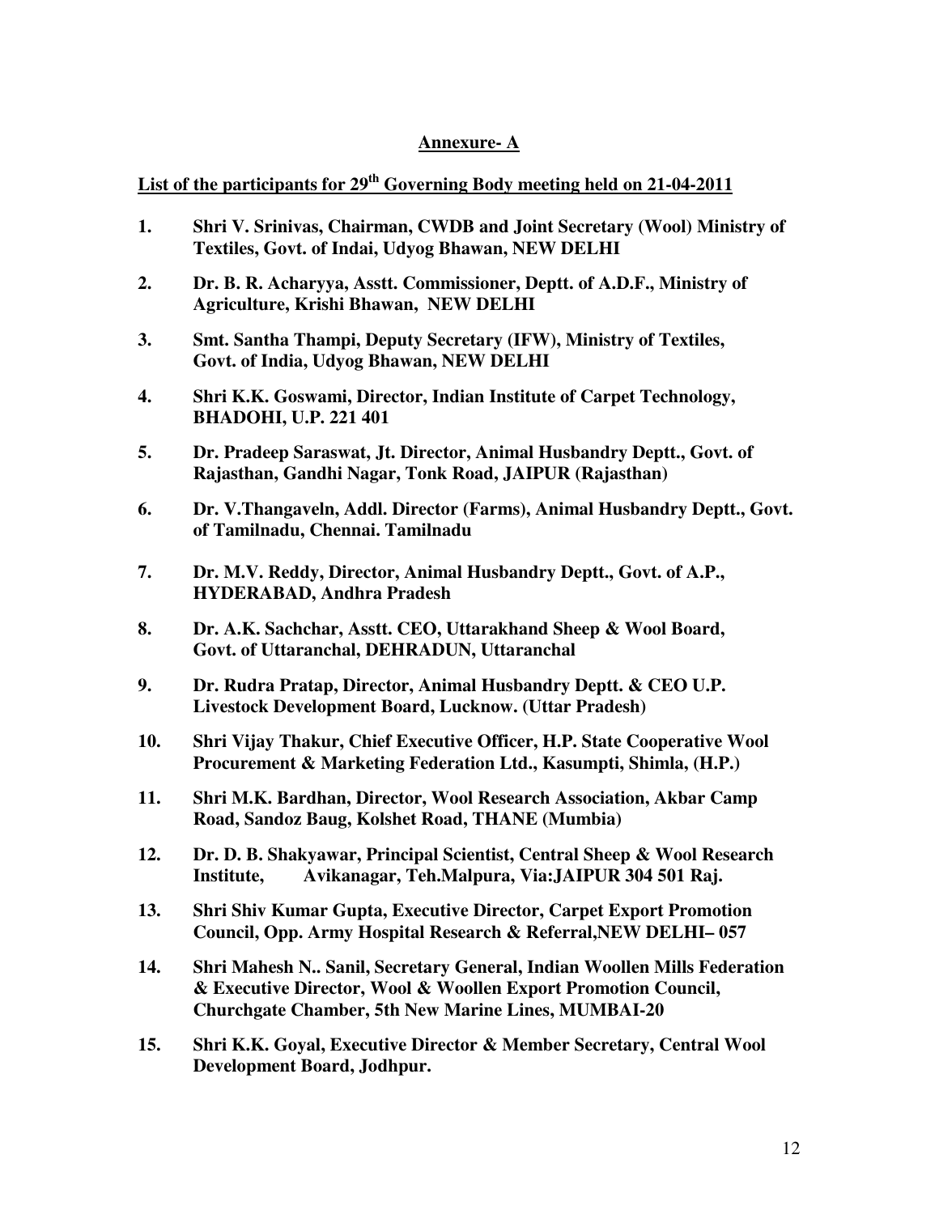**Annexure- A**

**List of the participants for 29th Governing Body meeting held on 21-04-2011**

1. **Shri V. Srinivas, Chairman, CWDB and Joint Secretary (Wool) Ministry of Textiles, Govt. of Indai, Udyog Bhawan, NEW DELHI**

2. **Dr. B. R. Acharyya, Asstt. Commissioner, Deptt. of A.D.F., Ministry of Agriculture, Krishi Bhawan, NEW DELHI**

3. **Smt. Santha Thampi, Deputy Secretary (IFW), Ministry of Textiles, Govt. of India, Udyog Bhawan, NEW DELHI**

4. **Shri K.K. Goswami, Director, Indian Institute of Carpet Technology, BHADOHI, U.P. 221 401**

5. **Dr. Pradeep Saraswat, Jt. Director, Animal Husbandry Deptt., Govt. of Rajasthan, Gandhi Nagar, Tonk Road, JAIPUR (Rajasthan)**

6. **Dr. V.Thangaveln, Addl. Director (Farms), Animal Husbandry Deptt., Govt. of Tamilnadu, Chennai. Tamilnadu**

7. **Dr. M.V. Reddy, Director, Animal Husbandry Deptt., Govt. of A.P., HYDERABAD, Andhra Pradesh**

8. **Dr. A.K. Sachchar, Asstt. CEO, Uttarakhand Sheep & Wool Board, Govt. of Uttaranchal, DEHRADUN, Uttaranchal**

9. **Dr. Rudra Pratap, Director, Animal Husbandry Deptt. & CEO U.P. Livestock Development Board, Lucknow. (Uttar Pradesh)**

10. **Shri Vijay Thakur, Chief Executive Officer, H.P. State Cooperative Wool Procurement & Marketing Federation Ltd., Kasumpti, Shimla, (H.P.)**

11. **Shri M.K. Bardhan, Director, Wool Research Association, Akbar Camp Road, Sandoz Baug, Kolshet Road, THANE (Mumbia)**

12. **Dr. D. B. Shakyawar, Principal Scientist, Central Sheep & Wool Research Institute, Avikanagar, Teh.Malpura, Via:JAIPUR 304 501 Raj.**

13. **Shri Shiv Kumar Gupta, Executive Director, Carpet Export Promotion Council, Opp. Army Hospital Research & Referral,NEW DELHI– 057**

14. **Shri Mahesh N.. Sanil, Secretary General, Indian Woollen Mills Federation & Executive Director, Wool & Woollen Export Promotion Council, Churchgate Chamber, 5th New Marine Lines, MUMBAI-20**

15. **Shri K.K. Goyal, Executive Director & Member Secretary, Central Wool Development Board, Jodhpur.**